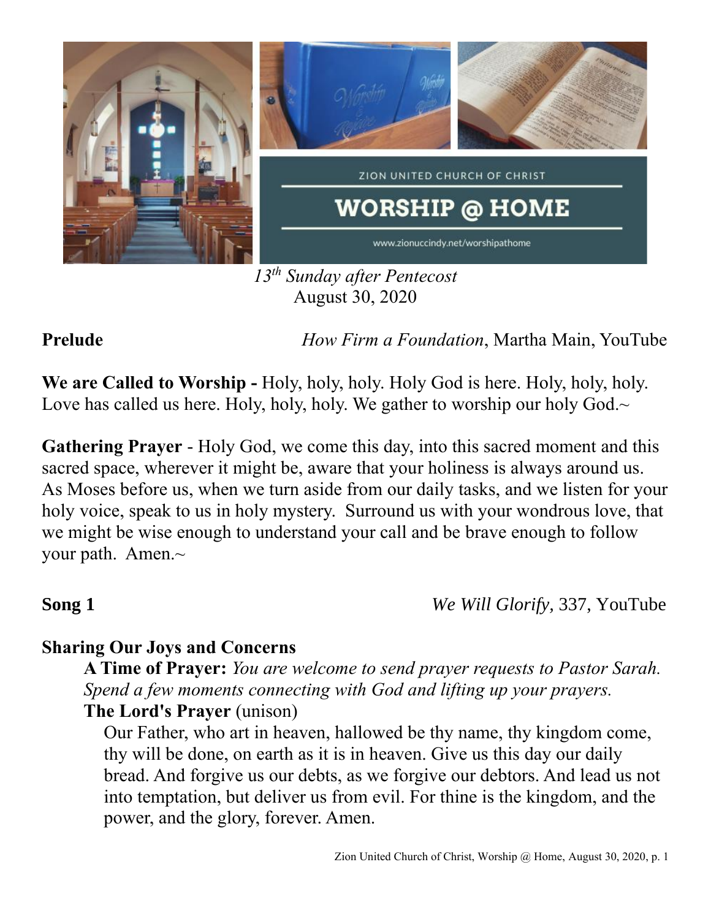ZION UNITED CHURCH OF CHRIST

# WORSHIP @ HOME

www.zionuccindy.net/worshipathome

*13th Sunday after Pentecost*
August 30, 2020

**Prelude** *How Firm a Foundation*, Martha Main, YouTube

**We are Called to Worship -** Holy, holy, holy. Holy God is here. Holy, holy, holy. Love has called us here. Holy, holy, holy. We gather to worship our holy God.~

**Gathering Prayer** - Holy God, we come this day, into this sacred moment and this sacred space, wherever it might be, aware that your holiness is always around us. As Moses before us, when we turn aside from our daily tasks, and we listen for your holy voice, speak to us in holy mystery. Surround us with your wondrous love, that we might be wise enough to understand your call and be brave enough to follow your path. Amen.~

**Song 1** *We Will Glorify,* 337, YouTube

**Sharing Our Joys and Concerns**

**A Time of Prayer:** *You are welcome to send prayer requests to Pastor Sarah. Spend a few moments connecting with God and lifting up your prayers.*

**The Lord's Prayer** (unison)

Our Father, who art in heaven, hallowed be thy name, thy kingdom come, thy will be done, on earth as it is in heaven. Give us this day our daily bread. And forgive us our debts, as we forgive our debtors. And lead us not into temptation, but deliver us from evil. For thine is the kingdom, and the power, and the glory, forever. Amen.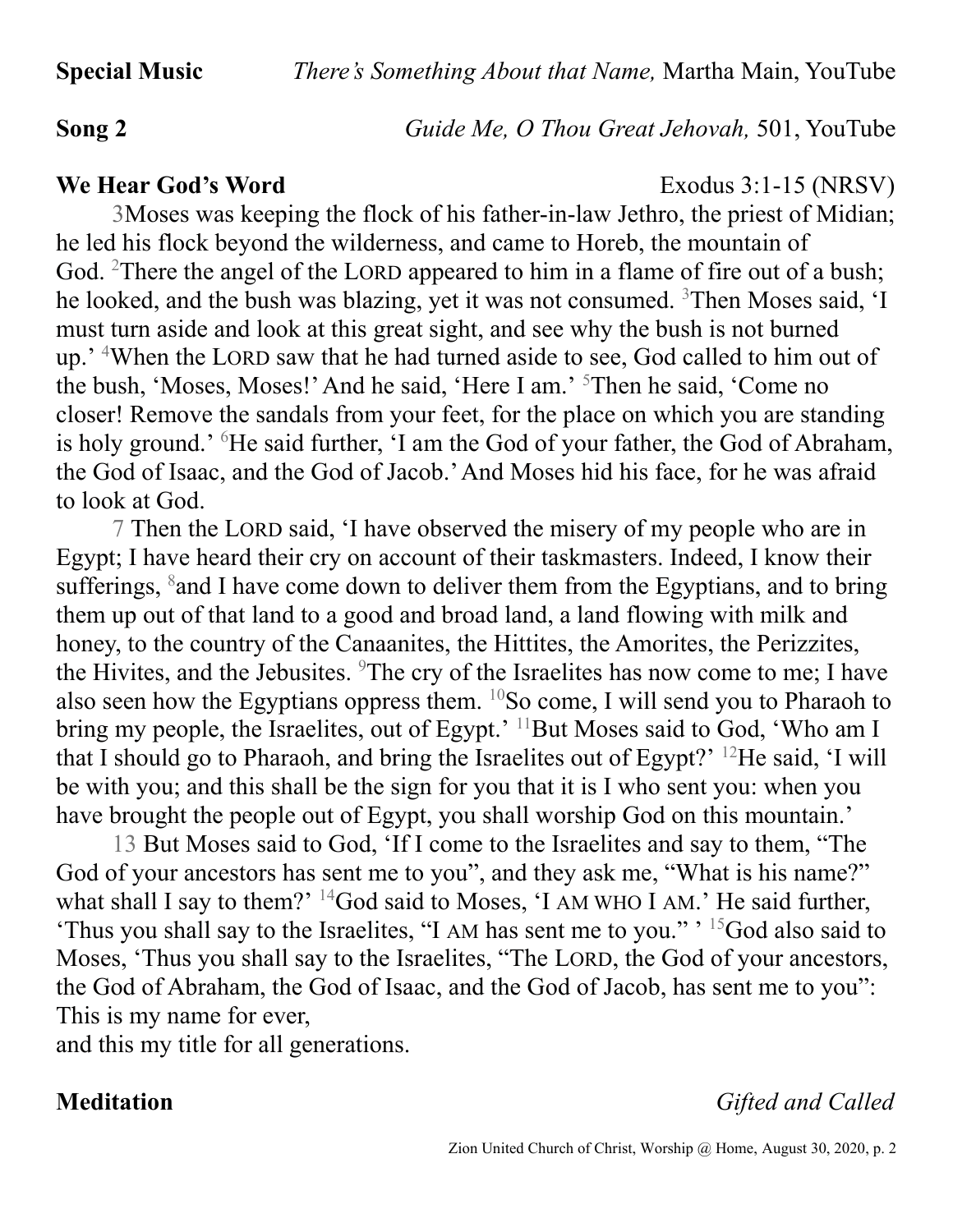**Special Music** *There's Something About that Name,* Martha Main, YouTube

**Song 2** *Guide Me, O Thou Great Jehovah,* 501, YouTube

**We Hear God's Word** Exodus 3:1-15 (NRSV)

3Moses was keeping the flock of his father-in-law Jethro, the priest of Midian; he led his flock beyond the wilderness, and came to Horeb, the mountain of God. 2There the angel of the LORD appeared to him in a flame of fire out of a bush; he looked, and the bush was blazing, yet it was not consumed. 3Then Moses said, 'I must turn aside and look at this great sight, and see why the bush is not burned up.' 4When the LORD saw that he had turned aside to see, God called to him out of the bush, 'Moses, Moses!' And he said, 'Here I am.' 5Then he said, 'Come no closer! Remove the sandals from your feet, for the place on which you are standing is holy ground.' 6He said further, 'I am the God of your father, the God of Abraham, the God of Isaac, and the God of Jacob.' And Moses hid his face, for he was afraid to look at God.

7 Then the LORD said, 'I have observed the misery of my people who are in Egypt; I have heard their cry on account of their taskmasters. Indeed, I know their sufferings, 8and I have come down to deliver them from the Egyptians, and to bring them up out of that land to a good and broad land, a land flowing with milk and honey, to the country of the Canaanites, the Hittites, the Amorites, the Perizzites, the Hivites, and the Jebusites. 9The cry of the Israelites has now come to me; I have also seen how the Egyptians oppress them. 10So come, I will send you to Pharaoh to bring my people, the Israelites, out of Egypt.' 11But Moses said to God, 'Who am I that I should go to Pharaoh, and bring the Israelites out of Egypt?' 12He said, 'I will be with you; and this shall be the sign for you that it is I who sent you: when you have brought the people out of Egypt, you shall worship God on this mountain.'

13 But Moses said to God, 'If I come to the Israelites and say to them, "The God of your ancestors has sent me to you", and they ask me, "What is his name?" what shall I say to them?' 14God said to Moses, 'I AM WHO I AM.' He said further, 'Thus you shall say to the Israelites, "I AM has sent me to you." ' 15God also said to Moses, 'Thus you shall say to the Israelites, "The LORD, the God of your ancestors, the God of Abraham, the God of Isaac, and the God of Jacob, has sent me to you":
This is my name for ever,
and this my title for all generations.

**Meditation** *Gifted and Called*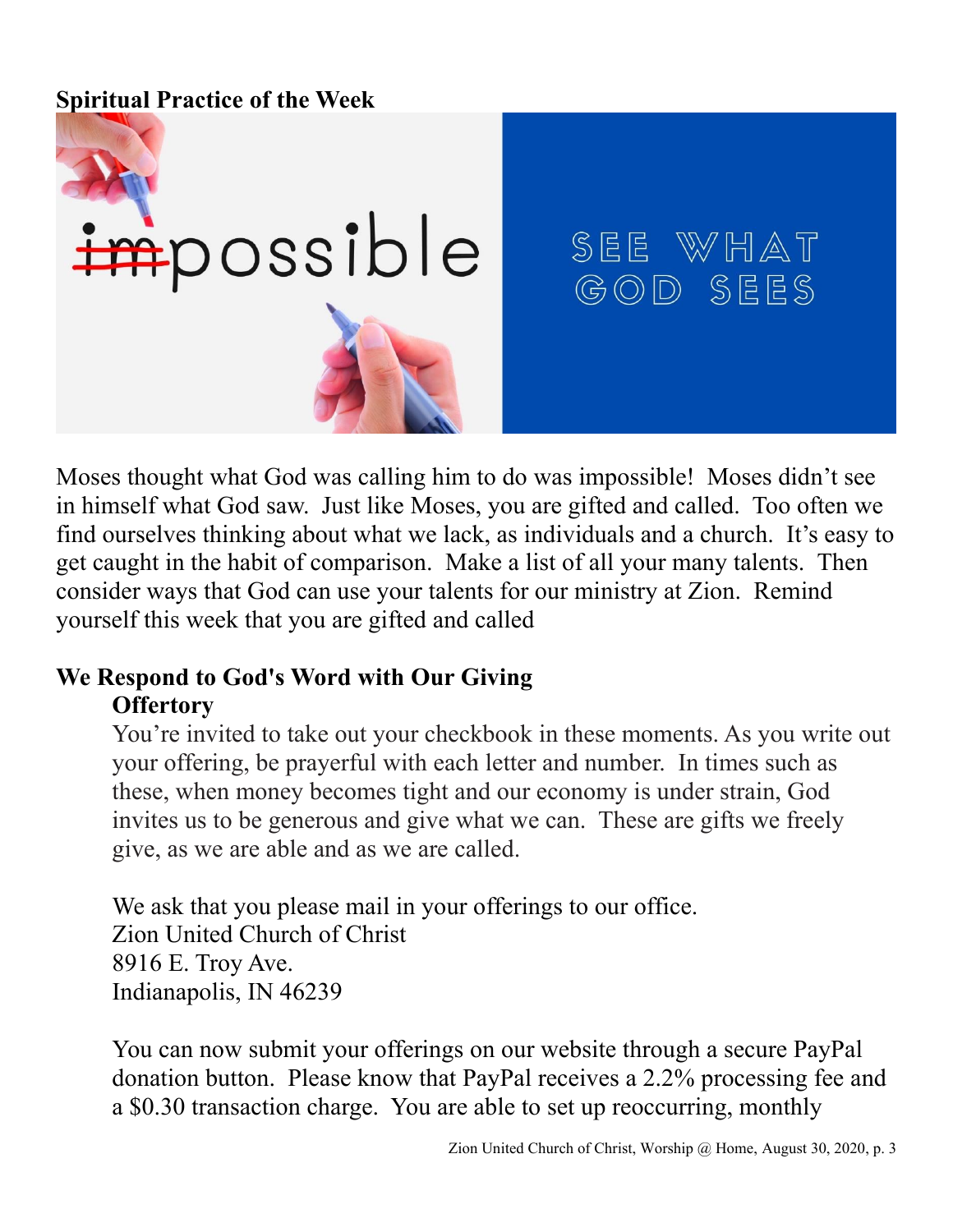**Spiritual Practice of the Week**

Moses thought what God was calling him to do was impossible! Moses didn't see in himself what God saw. Just like Moses, you are gifted and called. Too often we find ourselves thinking about what we lack, as individuals and a church. It's easy to get caught in the habit of comparison. Make a list of all your many talents. Then consider ways that God can use your talents for our ministry at Zion. Remind yourself this week that you are gifted and called

**We Respond to God's Word with Our Giving**

**Offertory**

You're invited to take out your checkbook in these moments. As you write out your offering, be prayerful with each letter and number. In times such as these, when money becomes tight and our economy is under strain, God invites us to be generous and give what we can. These are gifts we freely give, as we are able and as we are called.

We ask that you please mail in your offerings to our office.
Zion United Church of Christ
8916 E. Troy Ave.
Indianapolis, IN 46239

You can now submit your offerings on our website through a secure PayPal donation button. Please know that PayPal receives a 2.2% processing fee and a $0.30 transaction charge. You are able to set up reoccurring, monthly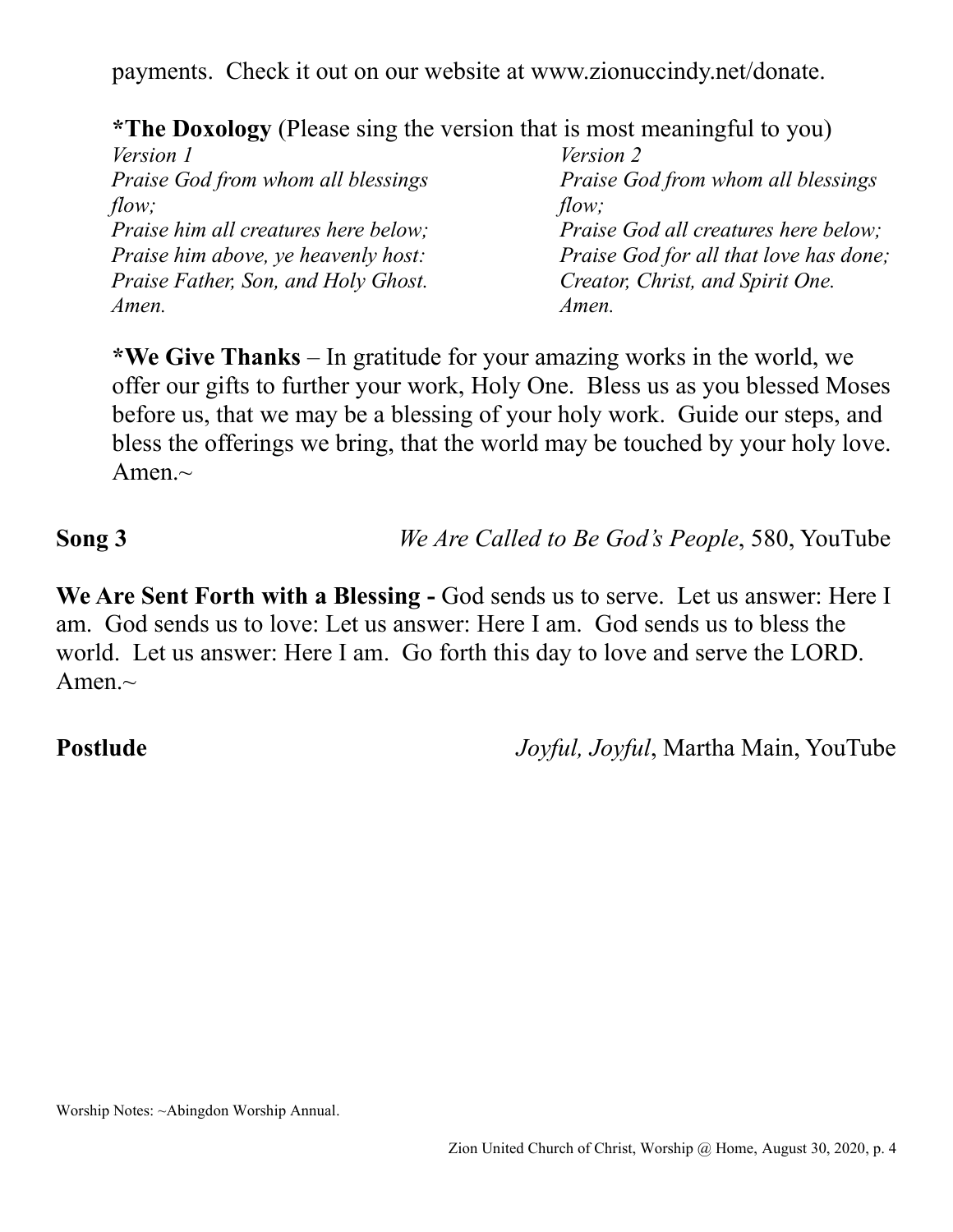payments. Check it out on our website at www.zionuccindy.net/donate.

**\*The Doxology** (Please sing the version that is most meaningful to you)

*Version 1*
*Praise God from whom all blessings flow;*
*Praise him all creatures here below;*
*Praise him above, ye heavenly host:*
*Praise Father, Son, and Holy Ghost.*
*Amen.*

*Version 2*
*Praise God from whom all blessings flow;*
*Praise God all creatures here below;*
*Praise God for all that love has done;*
*Creator, Christ, and Spirit One.*
*Amen.*

**\*We Give Thanks** – In gratitude for your amazing works in the world, we offer our gifts to further your work, Holy One. Bless us as you blessed Moses before us, that we may be a blessing of your holy work. Guide our steps, and bless the offerings we bring, that the world may be touched by your holy love. Amen.~

**Song 3** *We Are Called to Be God's People*, 580, YouTube

**We Are Sent Forth with a Blessing -** God sends us to serve. Let us answer: Here I am. God sends us to love: Let us answer: Here I am. God sends us to bless the world. Let us answer: Here I am. Go forth this day to love and serve the LORD. Amen.~

**Postlude** *Joyful, Joyful*, Martha Main, YouTube

Worship Notes: ~Abingdon Worship Annual.